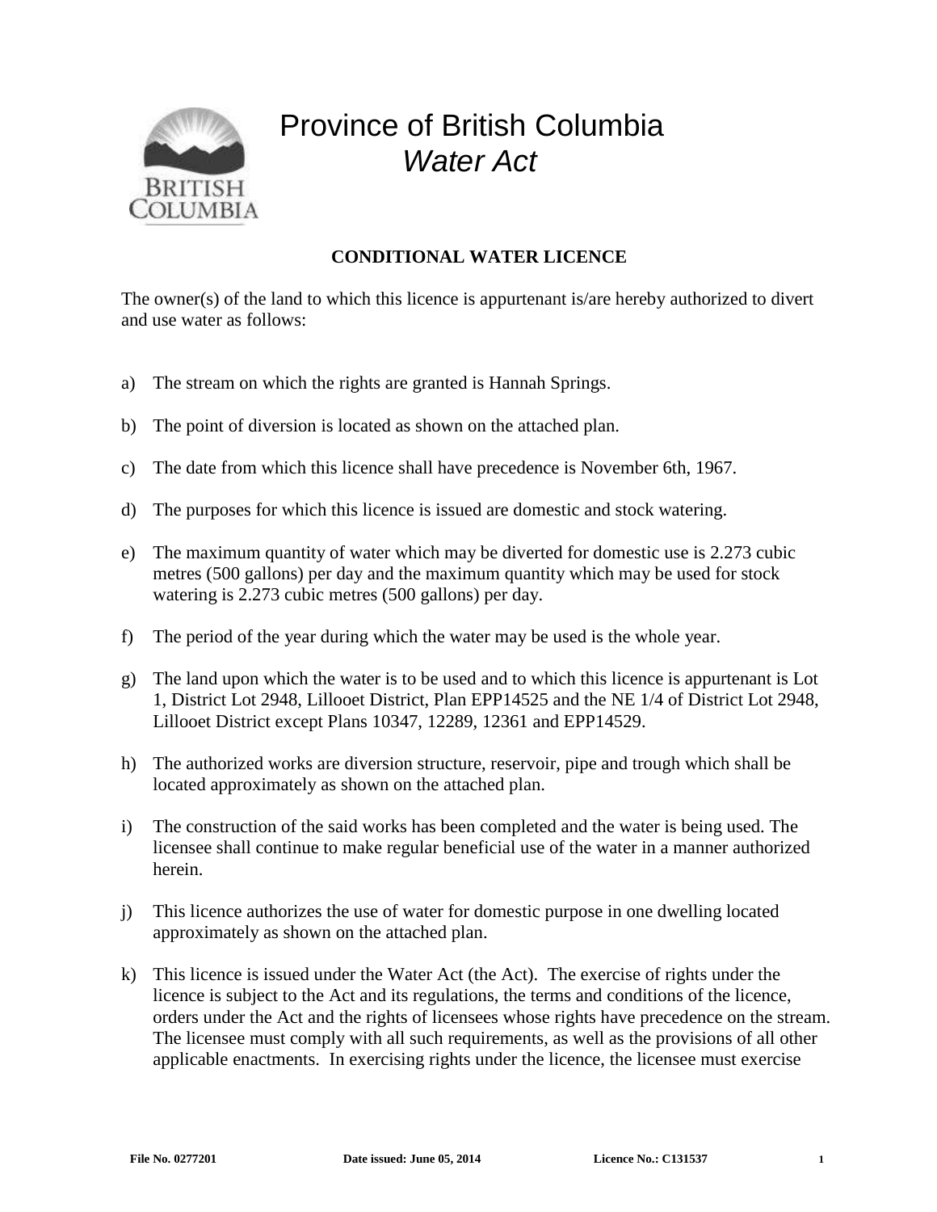# Province of British Columbia
## *Water Act*

### CONDITIONAL WATER LICENCE

The owner(s) of the land to which this licence is appurtenant is/are hereby authorized to divert and use water as follows:

a) The stream on which the rights are granted is Hannah Springs.

b) The point of diversion is located as shown on the attached plan.

c) The date from which this licence shall have precedence is November 6th, 1967.

d) The purposes for which this licence is issued are domestic and stock watering.

e) The maximum quantity of water which may be diverted for domestic use is 2.273 cubic metres (500 gallons) per day and the maximum quantity which may be used for stock watering is 2.273 cubic metres (500 gallons) per day.

f) The period of the year during which the water may be used is the whole year.

g) The land upon which the water is to be used and to which this licence is appurtenant is Lot 1, District Lot 2948, Lillooet District, Plan EPP14525 and the NE 1/4 of District Lot 2948, Lillooet District except Plans 10347, 12289, 12361 and EPP14529.

h) The authorized works are diversion structure, reservoir, pipe and trough which shall be located approximately as shown on the attached plan.

i) The construction of the said works has been completed and the water is being used. The licensee shall continue to make regular beneficial use of the water in a manner authorized herein.

j) This licence authorizes the use of water for domestic purpose in one dwelling located approximately as shown on the attached plan.

k) This licence is issued under the Water Act (the Act). The exercise of rights under the licence is subject to the Act and its regulations, the terms and conditions of the licence, orders under the Act and the rights of licensees whose rights have precedence on the stream. The licensee must comply with all such requirements, as well as the provisions of all other applicable enactments. In exercising rights under the licence, the licensee must exercise

**File No. 0277201** **Date issued: June 05, 2014** **Licence No.: C131537**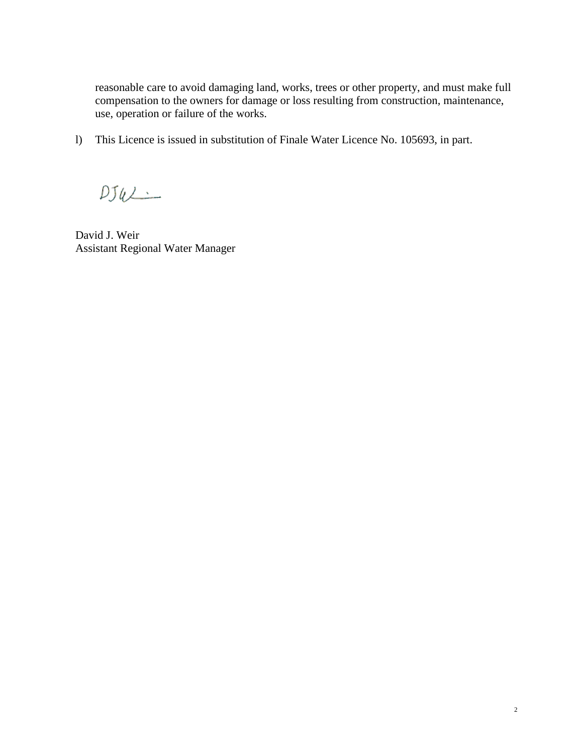reasonable care to avoid damaging land, works, trees or other property, and must make full compensation to the owners for damage or loss resulting from construction, maintenance, use, operation or failure of the works.

l) This Licence is issued in substitution of Finale Water Licence No. 105693, in part.

David J. Weir
Assistant Regional Water Manager